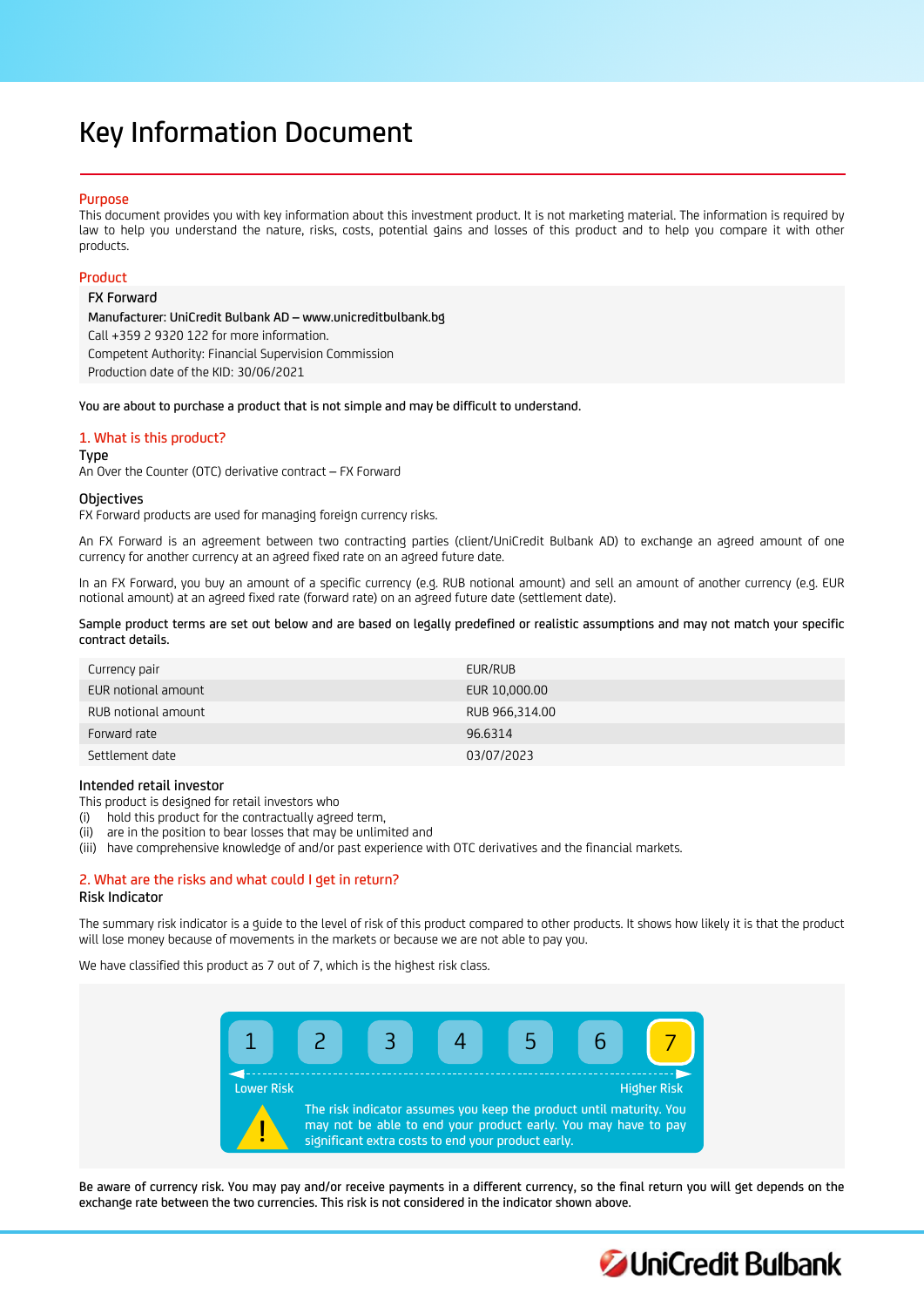# Key Information Document

## Purpose

This document provides you with key information about this investment product. It is not marketing material. The information is required by law to help you understand the nature, risks, costs, potential gains and losses of this product and to help you compare it with other products.

## Product

**FX Forward**

**Manufacturer: UniCredit Bulbank AD – www.unicreditbulbank.bg**

Call +359 2 9320 122 for more information.

Competent Authority: Financial Supervision Commission

Production date of the KID: 30/06/2021

**You are about to purchase a product that is not simple and may be difficult to understand.**

## 1. What is this product?

### Type

An Over the Counter (OTC) derivative contract – FX Forward

### Objectives

FX Forward products are used for managing foreign currency risks.

An FX Forward is an agreement between two contracting parties (client/UniCredit Bulbank AD) to exchange an agreed amount of one currency for another currency at an agreed fixed rate on an agreed future date.

In an FX Forward, you buy an amount of a specific currency (e.g. RUB notional amount) and sell an amount of another currency (e.g. EUR notional amount) at an agreed fixed rate (forward rate) on an agreed future date (settlement date).

**Sample product terms are set out below and are based on legally predefined or realistic assumptions and may not match your specific contract details.**

| | |
|---|---|
| Currency pair | EUR/RUB |
| EUR notional amount | EUR 10,000.00 |
| RUB notional amount | RUB 966,314.00 |
| Forward rate | 96.6314 |
| Settlement date | 03/07/2023 |

### Intended retail investor

This product is designed for retail investors who

(i) hold this product for the contractually agreed term,
(ii) are in the position to bear losses that may be unlimited and
(iii) have comprehensive knowledge of and/or past experience with OTC derivatives and the financial markets.

## 2. What are the risks and what could I get in return?

### Risk Indicator

The summary risk indicator is a guide to the level of risk of this product compared to other products. It shows how likely it is that the product will lose money because of movements in the markets or because we are not able to pay you.

We have classified this product as 7 out of 7, which is the highest risk class.

| 1 | 2 | 3 | 4 | 5 | 6 | **7** |
|---|---|---|---|---|---|---|

Lower Risk — Higher Risk

The risk indicator assumes you keep the product until maturity. You may not be able to end your product early. You may have to pay significant extra costs to end your product early.

**Be aware of currency risk. You may pay and/or receive payments in a different currency, so the final return you will get depends on the exchange rate between the two currencies. This risk is not considered in the indicator shown above.**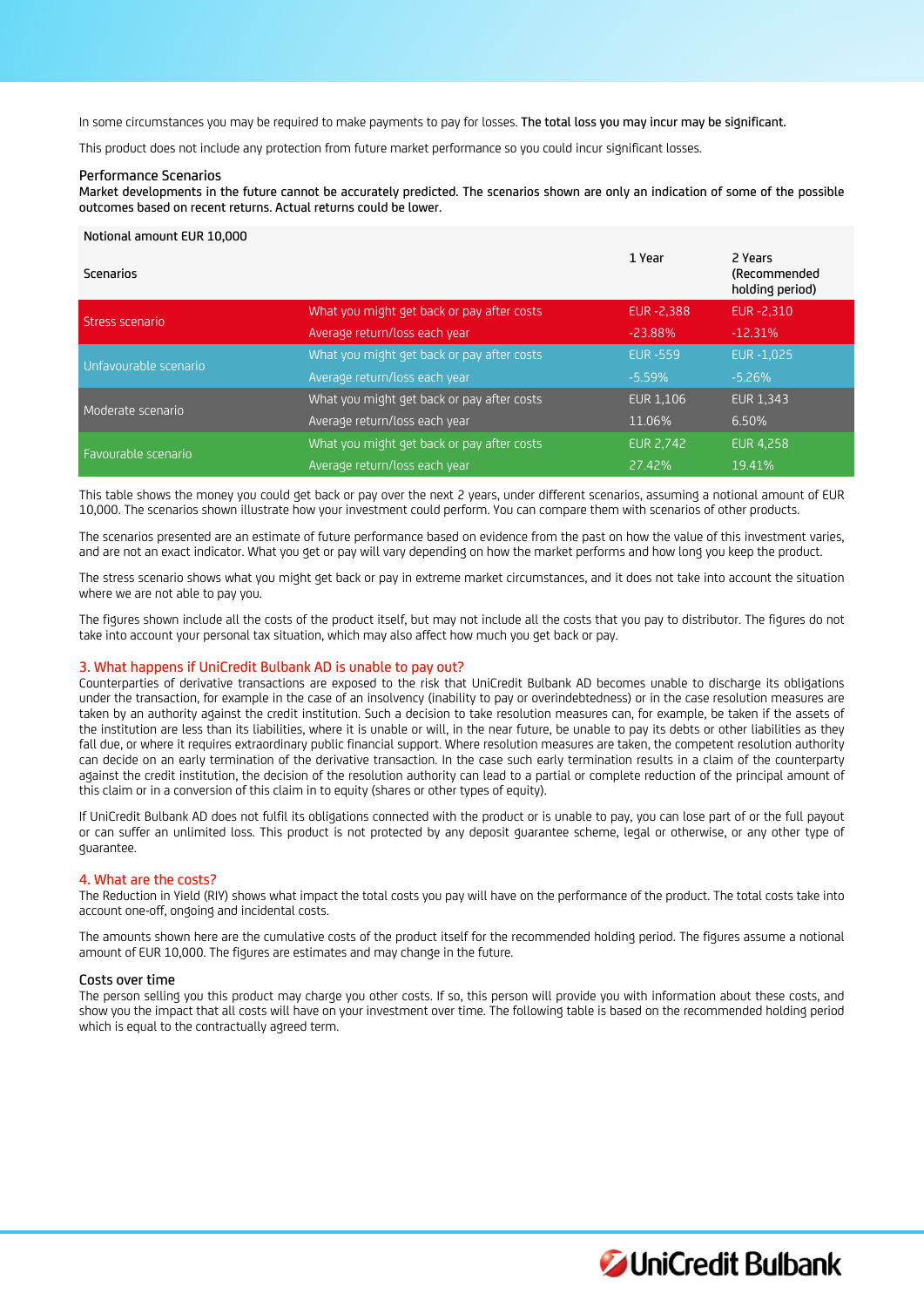In some circumstances you may be required to make payments to pay for losses. **The total loss you may incur may be significant.**

This product does not include any protection from future market performance so you could incur significant losses.

### Performance Scenarios

**Market developments in the future cannot be accurately predicted. The scenarios shown are only an indication of some of the possible outcomes based on recent returns. Actual returns could be lower.**

| Notional amount EUR 10,000 | | | |
|---|---|---|---|
| **Scenarios** | | **1 Year** | **2 Years (Recommended holding period)** |
| Stress scenario | What you might get back or pay after costs | EUR -2,388 | EUR -2,310 |
| | Average return/loss each year | -23.88% | -12.31% |
| Unfavourable scenario | What you might get back or pay after costs | EUR -559 | EUR -1,025 |
| | Average return/loss each year | -5.59% | -5.26% |
| Moderate scenario | What you might get back or pay after costs | EUR 1,106 | EUR 1,343 |
| | Average return/loss each year | 11.06% | 6.50% |
| Favourable scenario | What you might get back or pay after costs | EUR 2,742 | EUR 4,258 |
| | Average return/loss each year | 27.42% | 19.41% |

This table shows the money you could get back or pay over the next 2 years, under different scenarios, assuming a notional amount of EUR 10,000. The scenarios shown illustrate how your investment could perform. You can compare them with scenarios of other products.

The scenarios presented are an estimate of future performance based on evidence from the past on how the value of this investment varies, and are not an exact indicator. What you get or pay will vary depending on how the market performs and how long you keep the product.

The stress scenario shows what you might get back or pay in extreme market circumstances, and it does not take into account the situation where we are not able to pay you.

The figures shown include all the costs of the product itself, but may not include all the costs that you pay to distributor. The figures do not take into account your personal tax situation, which may also affect how much you get back or pay.

## 3. What happens if UniCredit Bulbank AD is unable to pay out?

Counterparties of derivative transactions are exposed to the risk that UniCredit Bulbank AD becomes unable to discharge its obligations under the transaction, for example in the case of an insolvency (inability to pay or overindebtedness) or in the case resolution measures are taken by an authority against the credit institution. Such a decision to take resolution measures can, for example, be taken if the assets of the institution are less than its liabilities, where it is unable or will, in the near future, be unable to pay its debts or other liabilities as they fall due, or where it requires extraordinary public financial support. Where resolution measures are taken, the competent resolution authority can decide on an early termination of the derivative transaction. In the case such early termination results in a claim of the counterparty against the credit institution, the decision of the resolution authority can lead to a partial or complete reduction of the principal amount of this claim or in a conversion of this claim in to equity (shares or other types of equity).

If UniCredit Bulbank AD does not fulfil its obligations connected with the product or is unable to pay, you can lose part of or the full payout or can suffer an unlimited loss. This product is not protected by any deposit guarantee scheme, legal or otherwise, or any other type of guarantee.

## 4. What are the costs?

The Reduction in Yield (RIY) shows what impact the total costs you pay will have on the performance of the product. The total costs take into account one-off, ongoing and incidental costs.

The amounts shown here are the cumulative costs of the product itself for the recommended holding period. The figures assume a notional amount of EUR 10,000. The figures are estimates and may change in the future.

### Costs over time

The person selling you this product may charge you other costs. If so, this person will provide you with information about these costs, and show you the impact that all costs will have on your investment over time. The following table is based on the recommended holding period which is equal to the contractually agreed term.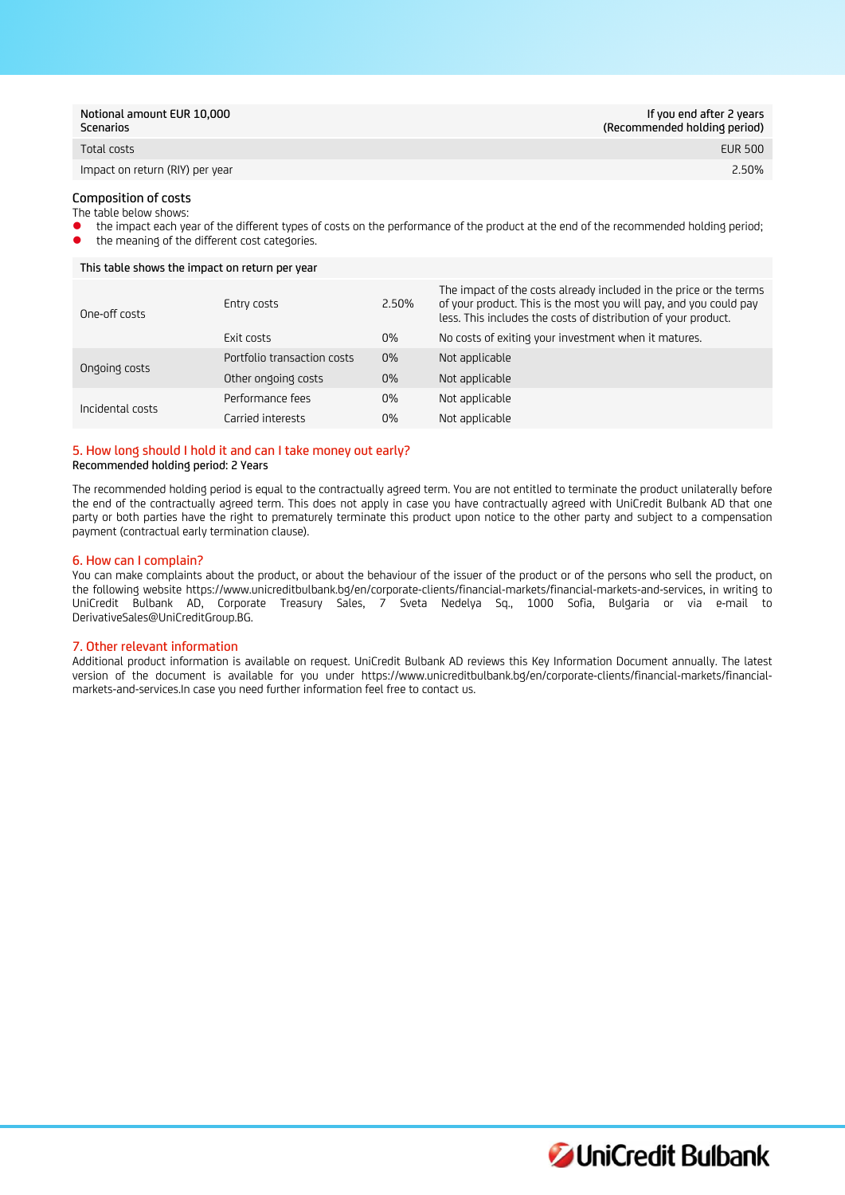| Notional amount EUR 10,000<br>Scenarios | If you end after 2 years<br>(Recommended holding period) |
|---|---|
| Total costs | EUR 500 |
| Impact on return (RIY) per year | 2.50% |

### Composition of costs

The table below shows:

- the impact each year of the different types of costs on the performance of the product at the end of the recommended holding period;
- the meaning of the different cost categories.

| This table shows the impact on return per year | | | |
|---|---|---|---|
| One-off costs | Entry costs | 2.50% | The impact of the costs already included in the price or the terms of your product. This is the most you will pay, and you could pay less. This includes the costs of distribution of your product. |
| | Exit costs | 0% | No costs of exiting your investment when it matures. |
| Ongoing costs | Portfolio transaction costs | 0% | Not applicable |
| | Other ongoing costs | 0% | Not applicable |
| Incidental costs | Performance fees | 0% | Not applicable |
| | Carried interests | 0% | Not applicable |

## 5. How long should I hold it and can I take money out early?

**Recommended holding period: 2 Years**

The recommended holding period is equal to the contractually agreed term. You are not entitled to terminate the product unilaterally before the end of the contractually agreed term. This does not apply in case you have contractually agreed with UniCredit Bulbank AD that one party or both parties have the right to prematurely terminate this product upon notice to the other party and subject to a compensation payment (contractual early termination clause).

## 6. How can I complain?

You can make complaints about the product, or about the behaviour of the issuer of the product or of the persons who sell the product, on the following website https://www.unicreditbulbank.bg/en/corporate-clients/financial-markets/financial-markets-and-services, in writing to UniCredit Bulbank AD, Corporate Treasury Sales, 7 Sveta Nedelya Sq., 1000 Sofia, Bulgaria or via e-mail to DerivativeSales@UniCreditGroup.BG.

## 7. Other relevant information

Additional product information is available on request. UniCredit Bulbank AD reviews this Key Information Document annually. The latest version of the document is available for you under https://www.unicreditbulbank.bg/en/corporate-clients/financial-markets/financial-markets-and-services.In case you need further information feel free to contact us.